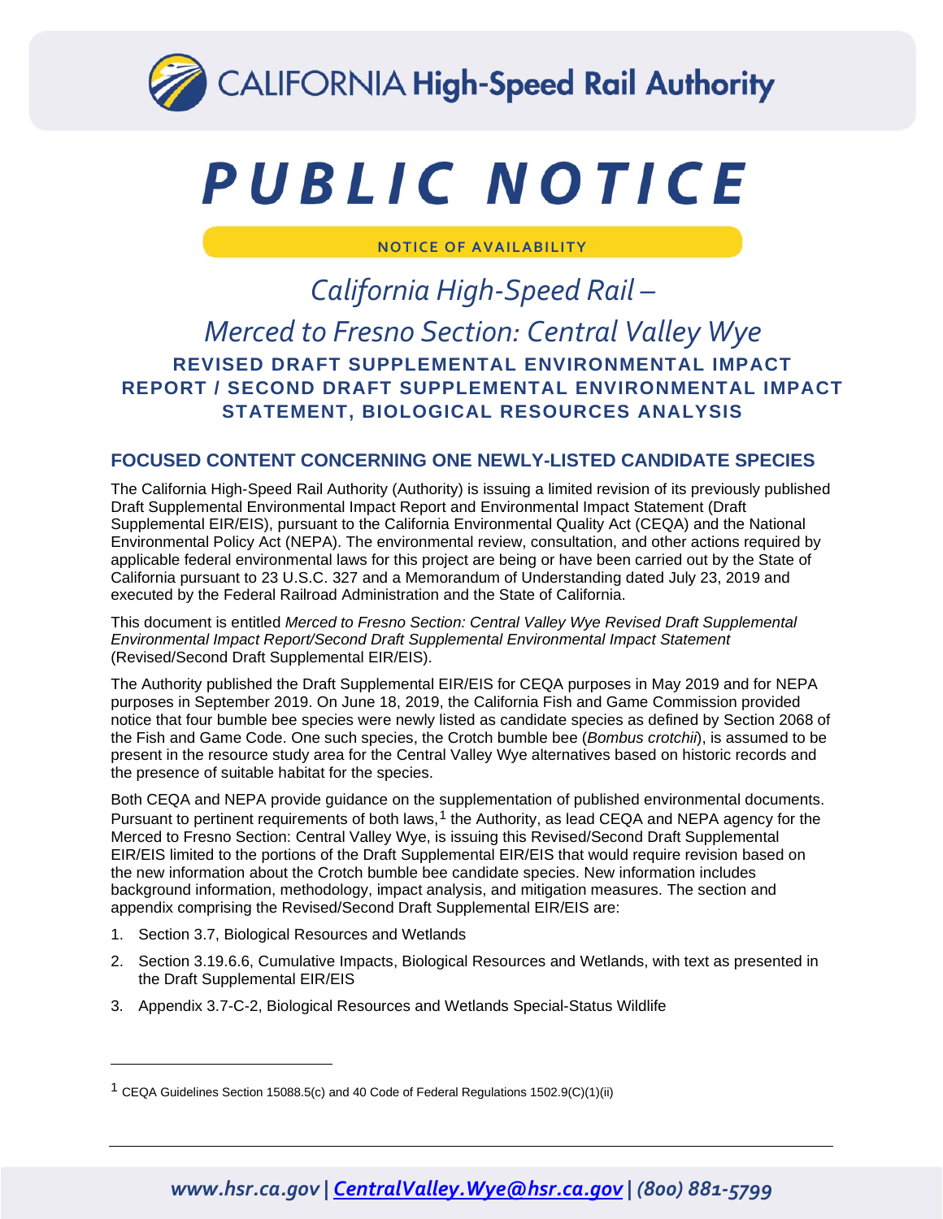CALIFORNIA **High-Speed Rail Authority**

# PUBLIC NOTICE

**NOTICE OF AVAILABILITY**

## *California High-Speed Rail – Merced to Fresno Section: Central Valley Wye*

**REVISED DRAFT SUPPLEMENTAL ENVIRONMENTAL IMPACT REPORT / SECOND DRAFT SUPPLEMENTAL ENVIRONMENTAL IMPACT STATEMENT, BIOLOGICAL RESOURCES ANALYSIS**

## FOCUSED CONTENT CONCERNING ONE NEWLY-LISTED CANDIDATE SPECIES

The California High-Speed Rail Authority (Authority) is issuing a limited revision of its previously published Draft Supplemental Environmental Impact Report and Environmental Impact Statement (Draft Supplemental EIR/EIS), pursuant to the California Environmental Quality Act (CEQA) and the National Environmental Policy Act (NEPA). The environmental review, consultation, and other actions required by applicable federal environmental laws for this project are being or have been carried out by the State of California pursuant to 23 U.S.C. 327 and a Memorandum of Understanding dated July 23, 2019 and executed by the Federal Railroad Administration and the State of California.

This document is entitled *Merced to Fresno Section: Central Valley Wye Revised Draft Supplemental Environmental Impact Report/Second Draft Supplemental Environmental Impact Statement* (Revised/Second Draft Supplemental EIR/EIS).

The Authority published the Draft Supplemental EIR/EIS for CEQA purposes in May 2019 and for NEPA purposes in September 2019. On June 18, 2019, the California Fish and Game Commission provided notice that four bumble bee species were newly listed as candidate species as defined by Section 2068 of the Fish and Game Code. One such species, the Crotch bumble bee (*Bombus crotchii*), is assumed to be present in the resource study area for the Central Valley Wye alternatives based on historic records and the presence of suitable habitat for the species.

Both CEQA and NEPA provide guidance on the supplementation of published environmental documents. Pursuant to pertinent requirements of both laws,[1] the Authority, as lead CEQA and NEPA agency for the Merced to Fresno Section: Central Valley Wye, is issuing this Revised/Second Draft Supplemental EIR/EIS limited to the portions of the Draft Supplemental EIR/EIS that would require revision based on the new information about the Crotch bumble bee candidate species. New information includes background information, methodology, impact analysis, and mitigation measures. The section and appendix comprising the Revised/Second Draft Supplemental EIR/EIS are:

1. Section 3.7, Biological Resources and Wetlands
2. Section 3.19.6.6, Cumulative Impacts, Biological Resources and Wetlands, with text as presented in the Draft Supplemental EIR/EIS
3. Appendix 3.7-C-2, Biological Resources and Wetlands Special-Status Wildlife

---

[1] CEQA Guidelines Section 15088.5(c) and 40 Code of Federal Regulations 1502.9(C)(1)(ii)

*www.hsr.ca.gov | CentralValley.Wye@hsr.ca.gov | (800) 881-5799*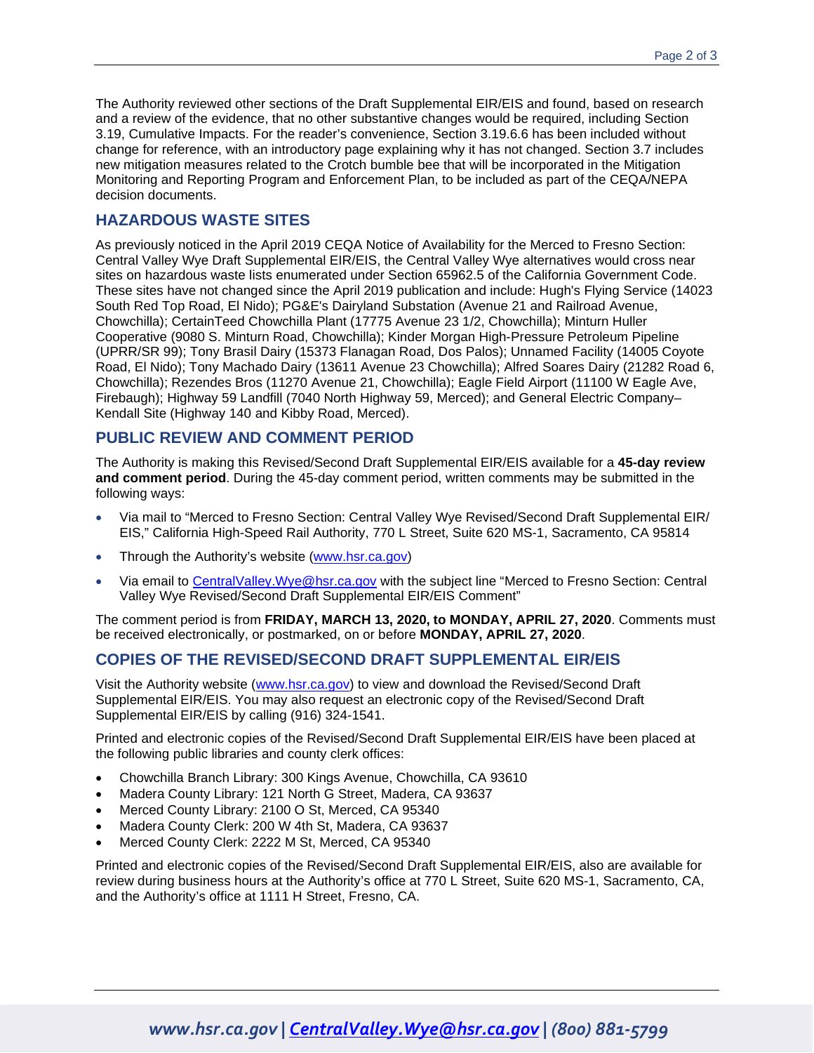The Authority reviewed other sections of the Draft Supplemental EIR/EIS and found, based on research and a review of the evidence, that no other substantive changes would be required, including Section 3.19, Cumulative Impacts. For the reader's convenience, Section 3.19.6.6 has been included without change for reference, with an introductory page explaining why it has not changed. Section 3.7 includes new mitigation measures related to the Crotch bumble bee that will be incorporated in the Mitigation Monitoring and Reporting Program and Enforcement Plan, to be included as part of the CEQA/NEPA decision documents.

## HAZARDOUS WASTE SITES

As previously noticed in the April 2019 CEQA Notice of Availability for the Merced to Fresno Section: Central Valley Wye Draft Supplemental EIR/EIS, the Central Valley Wye alternatives would cross near sites on hazardous waste lists enumerated under Section 65962.5 of the California Government Code. These sites have not changed since the April 2019 publication and include: Hugh's Flying Service (14023 South Red Top Road, El Nido); PG&E's Dairyland Substation (Avenue 21 and Railroad Avenue, Chowchilla); CertainTeed Chowchilla Plant (17775 Avenue 23 1/2, Chowchilla); Minturn Huller Cooperative (9080 S. Minturn Road, Chowchilla); Kinder Morgan High-Pressure Petroleum Pipeline (UPRR/SR 99); Tony Brasil Dairy (15373 Flanagan Road, Dos Palos); Unnamed Facility (14005 Coyote Road, El Nido); Tony Machado Dairy (13611 Avenue 23 Chowchilla); Alfred Soares Dairy (21282 Road 6, Chowchilla); Rezendes Bros (11270 Avenue 21, Chowchilla); Eagle Field Airport (11100 W Eagle Ave, Firebaugh); Highway 59 Landfill (7040 North Highway 59, Merced); and General Electric Company–Kendall Site (Highway 140 and Kibby Road, Merced).

## PUBLIC REVIEW AND COMMENT PERIOD

The Authority is making this Revised/Second Draft Supplemental EIR/EIS available for a **45-day review and comment period**. During the 45-day comment period, written comments may be submitted in the following ways:

- Via mail to "Merced to Fresno Section: Central Valley Wye Revised/Second Draft Supplemental EIR/EIS," California High-Speed Rail Authority, 770 L Street, Suite 620 MS-1, Sacramento, CA 95814
- Through the Authority's website (www.hsr.ca.gov)
- Via email to CentralValley.Wye@hsr.ca.gov with the subject line "Merced to Fresno Section: Central Valley Wye Revised/Second Draft Supplemental EIR/EIS Comment"

The comment period is from **FRIDAY, MARCH 13, 2020, to MONDAY, APRIL 27, 2020**. Comments must be received electronically, or postmarked, on or before **MONDAY, APRIL 27, 2020**.

## COPIES OF THE REVISED/SECOND DRAFT SUPPLEMENTAL EIR/EIS

Visit the Authority website (www.hsr.ca.gov) to view and download the Revised/Second Draft Supplemental EIR/EIS. You may also request an electronic copy of the Revised/Second Draft Supplemental EIR/EIS by calling (916) 324-1541.

Printed and electronic copies of the Revised/Second Draft Supplemental EIR/EIS have been placed at the following public libraries and county clerk offices:

- Chowchilla Branch Library: 300 Kings Avenue, Chowchilla, CA 93610
- Madera County Library: 121 North G Street, Madera, CA 93637
- Merced County Library: 2100 O St, Merced, CA 95340
- Madera County Clerk: 200 W 4th St, Madera, CA 93637
- Merced County Clerk: 2222 M St, Merced, CA 95340

Printed and electronic copies of the Revised/Second Draft Supplemental EIR/EIS, also are available for review during business hours at the Authority's office at 770 L Street, Suite 620 MS-1, Sacramento, CA, and the Authority's office at 1111 H Street, Fresno, CA.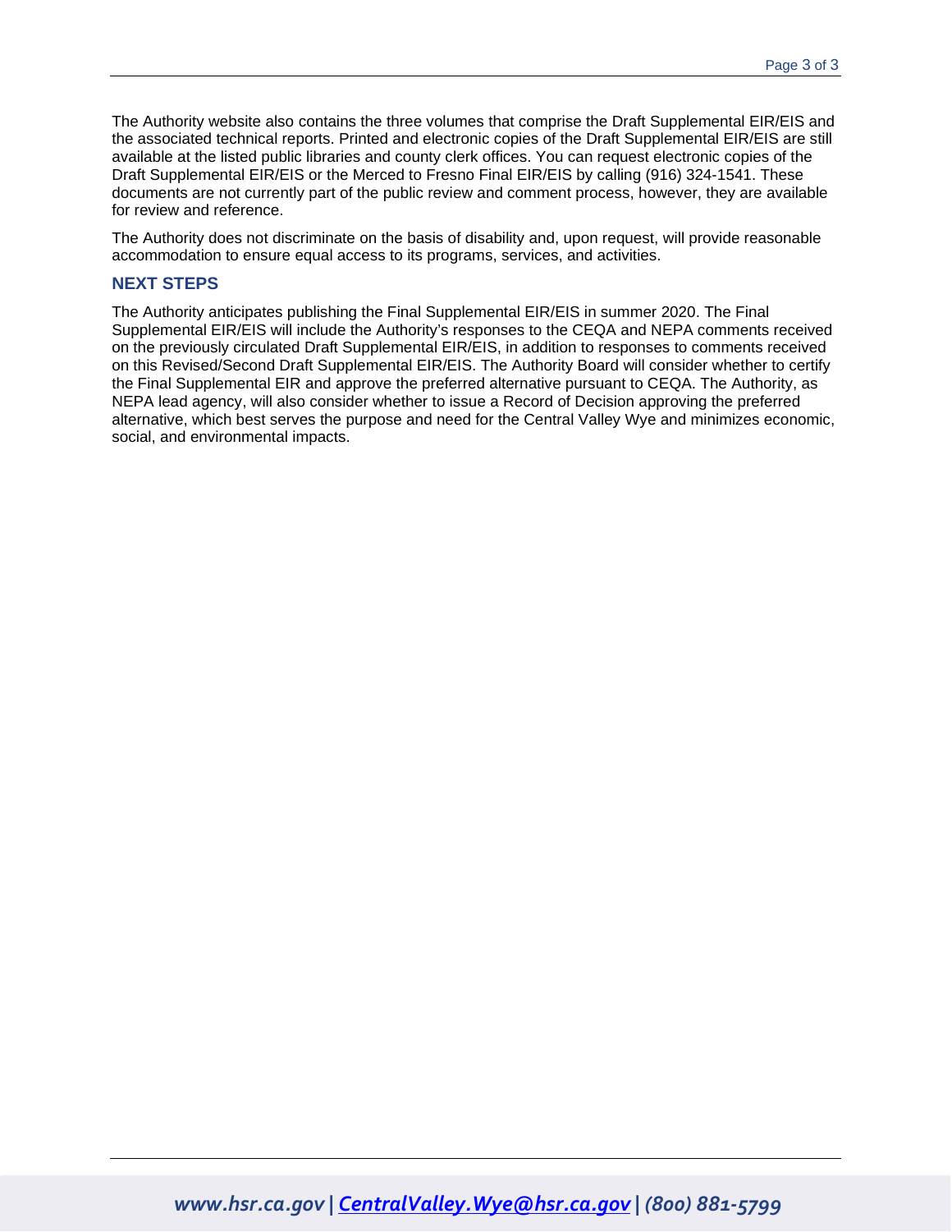The Authority website also contains the three volumes that comprise the Draft Supplemental EIR/EIS and the associated technical reports. Printed and electronic copies of the Draft Supplemental EIR/EIS are still available at the listed public libraries and county clerk offices. You can request electronic copies of the Draft Supplemental EIR/EIS or the Merced to Fresno Final EIR/EIS by calling (916) 324-1541. These documents are not currently part of the public review and comment process, however, they are available for review and reference.

The Authority does not discriminate on the basis of disability and, upon request, will provide reasonable accommodation to ensure equal access to its programs, services, and activities.

## NEXT STEPS

The Authority anticipates publishing the Final Supplemental EIR/EIS in summer 2020. The Final Supplemental EIR/EIS will include the Authority's responses to the CEQA and NEPA comments received on the previously circulated Draft Supplemental EIR/EIS, in addition to responses to comments received on this Revised/Second Draft Supplemental EIR/EIS. The Authority Board will consider whether to certify the Final Supplemental EIR and approve the preferred alternative pursuant to CEQA. The Authority, as NEPA lead agency, will also consider whether to issue a Record of Decision approving the preferred alternative, which best serves the purpose and need for the Central Valley Wye and minimizes economic, social, and environmental impacts.